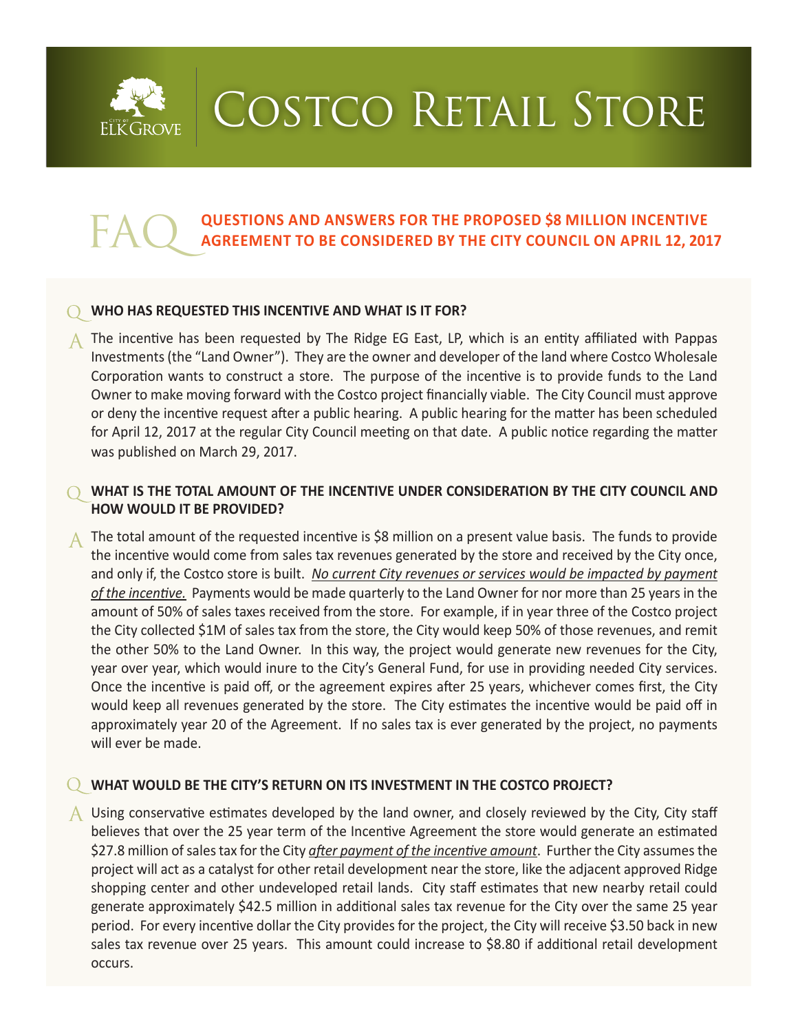# Costco Retail Store

## FAQ — QUESTIONS AND ANSWERS FOR THE PROPOSED $8 MILLION INCENTIVE AGREEMENT TO BE CONSIDERED BY THE CITY COUNCIL ON APRIL 12, 2017

### Q WHO HAS REQUESTED THIS INCENTIVE AND WHAT IS IT FOR?

A The incentive has been requested by The Ridge EG East, LP, which is an entity affiliated with Pappas Investments (the "Land Owner"). They are the owner and developer of the land where Costco Wholesale Corporation wants to construct a store. The purpose of the incentive is to provide funds to the Land Owner to make moving forward with the Costco project financially viable. The City Council must approve or deny the incentive request after a public hearing. A public hearing for the matter has been scheduled for April 12, 2017 at the regular City Council meeting on that date. A public notice regarding the matter was published on March 29, 2017.

### Q WHAT IS THE TOTAL AMOUNT OF THE INCENTIVE UNDER CONSIDERATION BY THE CITY COUNCIL AND HOW WOULD IT BE PROVIDED?

A The total amount of the requested incentive is $8 million on a present value basis. The funds to provide the incentive would come from sales tax revenues generated by the store and received by the City once, and only if, the Costco store is built. ***No current City revenues or services would be impacted by payment of the incentive.*** Payments would be made quarterly to the Land Owner for nor more than 25 years in the amount of 50% of sales taxes received from the store. For example, if in year three of the Costco project the City collected $1M of sales tax from the store, the City would keep 50% of those revenues, and remit the other 50% to the Land Owner. In this way, the project would generate new revenues for the City, year over year, which would inure to the City's General Fund, for use in providing needed City services. Once the incentive is paid off, or the agreement expires after 25 years, whichever comes first, the City would keep all revenues generated by the store. The City estimates the incentive would be paid off in approximately year 20 of the Agreement. If no sales tax is ever generated by the project, no payments will ever be made.

### Q WHAT WOULD BE THE CITY'S RETURN ON ITS INVESTMENT IN THE COSTCO PROJECT?

A Using conservative estimates developed by the land owner, and closely reviewed by the City, City staff believes that over the 25 year term of the Incentive Agreement the store would generate an estimated $27.8 million of sales tax for the City ***after payment of the incentive amount***. Further the City assumes the project will act as a catalyst for other retail development near the store, like the adjacent approved Ridge shopping center and other undeveloped retail lands. City staff estimates that new nearby retail could generate approximately $42.5 million in additional sales tax revenue for the City over the same 25 year period. For every incentive dollar the City provides for the project, the City will receive $3.50 back in new sales tax revenue over 25 years. This amount could increase to $8.80 if additional retail development occurs.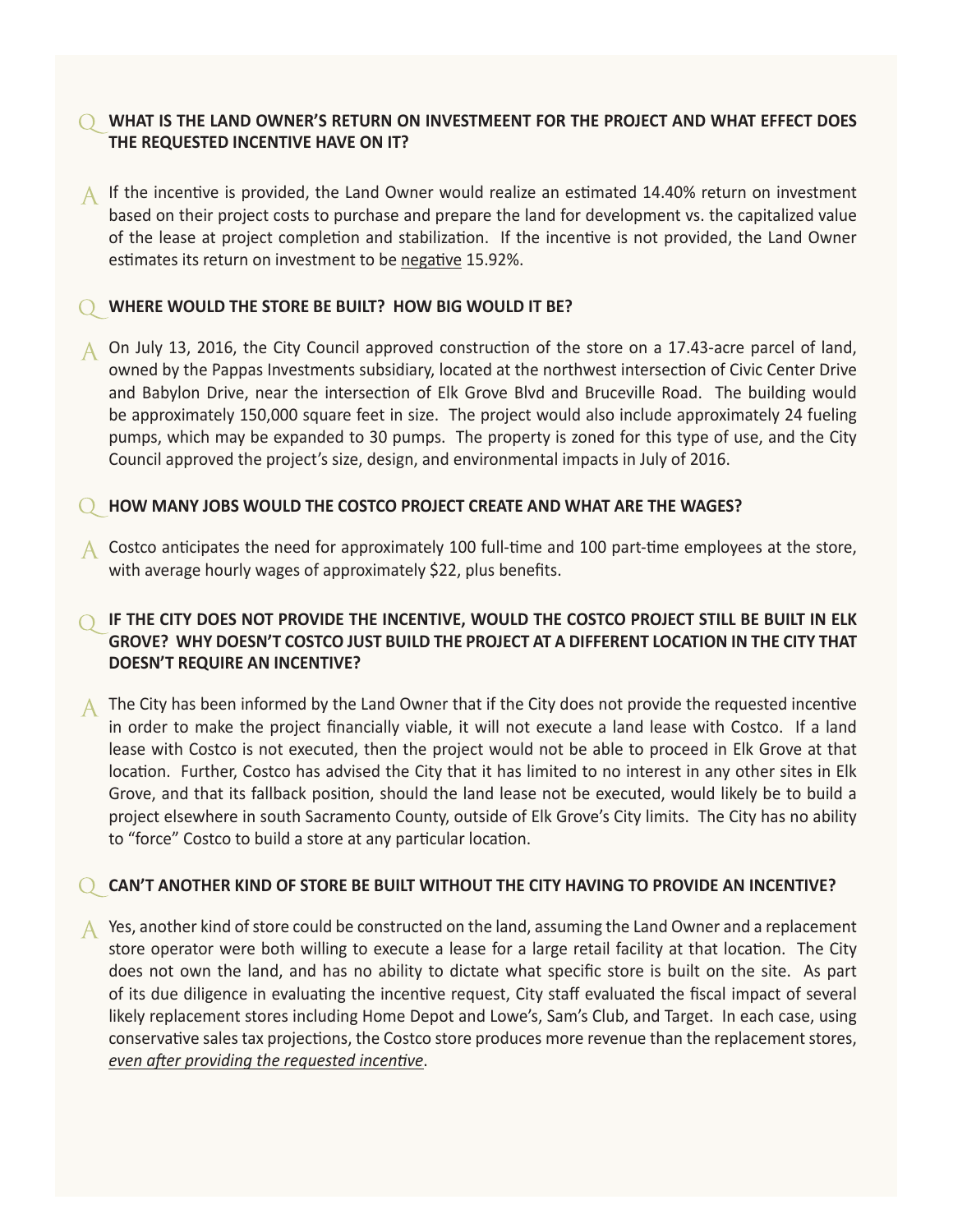**Q WHAT IS THE LAND OWNER'S RETURN ON INVESTMEENT FOR THE PROJECT AND WHAT EFFECT DOES THE REQUESTED INCENTIVE HAVE ON IT?**

A If the incentive is provided, the Land Owner would realize an estimated 14.40% return on investment based on their project costs to purchase and prepare the land for development vs. the capitalized value of the lease at project completion and stabilization. If the incentive is not provided, the Land Owner estimates its return on investment to be <u>negative</u> 15.92%.

**Q WHERE WOULD THE STORE BE BUILT? HOW BIG WOULD IT BE?**

A On July 13, 2016, the City Council approved construction of the store on a 17.43-acre parcel of land, owned by the Pappas Investments subsidiary, located at the northwest intersection of Civic Center Drive and Babylon Drive, near the intersection of Elk Grove Blvd and Bruceville Road. The building would be approximately 150,000 square feet in size. The project would also include approximately 24 fueling pumps, which may be expanded to 30 pumps. The property is zoned for this type of use, and the City Council approved the project's size, design, and environmental impacts in July of 2016.

**Q HOW MANY JOBS WOULD THE COSTCO PROJECT CREATE AND WHAT ARE THE WAGES?**

A Costco anticipates the need for approximately 100 full-time and 100 part-time employees at the store, with average hourly wages of approximately $22, plus benefits.

**Q IF THE CITY DOES NOT PROVIDE THE INCENTIVE, WOULD THE COSTCO PROJECT STILL BE BUILT IN ELK GROVE? WHY DOESN'T COSTCO JUST BUILD THE PROJECT AT A DIFFERENT LOCATION IN THE CITY THAT DOESN'T REQUIRE AN INCENTIVE?**

A The City has been informed by the Land Owner that if the City does not provide the requested incentive in order to make the project financially viable, it will not execute a land lease with Costco. If a land lease with Costco is not executed, then the project would not be able to proceed in Elk Grove at that location. Further, Costco has advised the City that it has limited to no interest in any other sites in Elk Grove, and that its fallback position, should the land lease not be executed, would likely be to build a project elsewhere in south Sacramento County, outside of Elk Grove's City limits. The City has no ability to "force" Costco to build a store at any particular location.

**Q CAN'T ANOTHER KIND OF STORE BE BUILT WITHOUT THE CITY HAVING TO PROVIDE AN INCENTIVE?**

A Yes, another kind of store could be constructed on the land, assuming the Land Owner and a replacement store operator were both willing to execute a lease for a large retail facility at that location. The City does not own the land, and has no ability to dictate what specific store is built on the site. As part of its due diligence in evaluating the incentive request, City staff evaluated the fiscal impact of several likely replacement stores including Home Depot and Lowe's, Sam's Club, and Target. In each case, using conservative sales tax projections, the Costco store produces more revenue than the replacement stores, <u>*even after providing the requested incentive*</u>.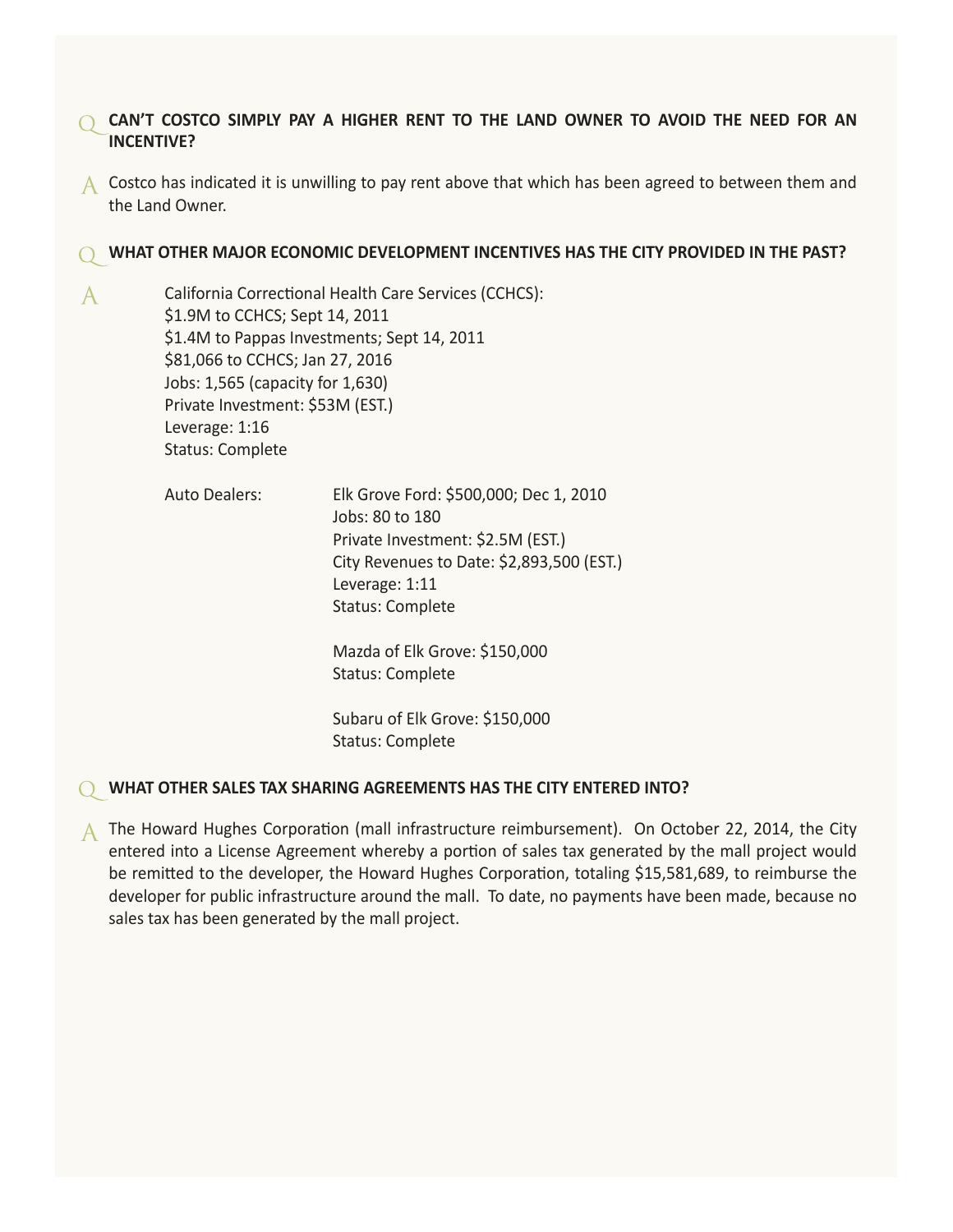**Q CAN'T COSTCO SIMPLY PAY A HIGHER RENT TO THE LAND OWNER TO AVOID THE NEED FOR AN INCENTIVE?**

A Costco has indicated it is unwilling to pay rent above that which has been agreed to between them and the Land Owner.

**Q WHAT OTHER MAJOR ECONOMIC DEVELOPMENT INCENTIVES HAS THE CITY PROVIDED IN THE PAST?**

A

California Correctional Health Care Services (CCHCS):
$1.9M to CCHCS; Sept 14, 2011
$1.4M to Pappas Investments; Sept 14, 2011
$81,066 to CCHCS; Jan 27, 2016
Jobs: 1,565 (capacity for 1,630)
Private Investment: $53M (EST.)
Leverage: 1:16
Status: Complete

Auto Dealers:

Elk Grove Ford: $500,000; Dec 1, 2010
Jobs: 80 to 180
Private Investment: $2.5M (EST.)
City Revenues to Date: $2,893,500 (EST.)
Leverage: 1:11
Status: Complete

Mazda of Elk Grove: $150,000
Status: Complete

Subaru of Elk Grove: $150,000
Status: Complete

**Q WHAT OTHER SALES TAX SHARING AGREEMENTS HAS THE CITY ENTERED INTO?**

A The Howard Hughes Corporation (mall infrastructure reimbursement). On October 22, 2014, the City entered into a License Agreement whereby a portion of sales tax generated by the mall project would be remitted to the developer, the Howard Hughes Corporation, totaling $15,581,689, to reimburse the developer for public infrastructure around the mall. To date, no payments have been made, because no sales tax has been generated by the mall project.